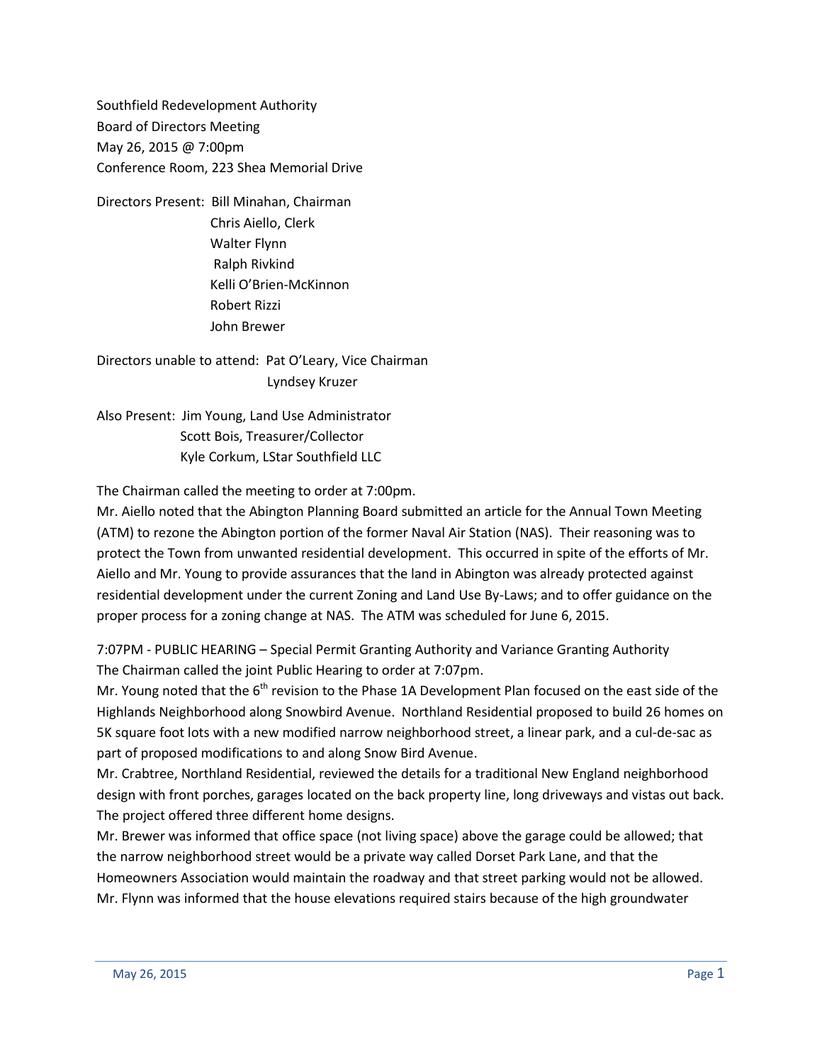Southfield Redevelopment Authority
Board of Directors Meeting
May 26, 2015 @ 7:00pm
Conference Room, 223 Shea Memorial Drive

Directors Present: Bill Minahan, Chairman
Chris Aiello, Clerk
Walter Flynn
Ralph Rivkind
Kelli O'Brien-McKinnon
Robert Rizzi
John Brewer

Directors unable to attend: Pat O'Leary, Vice Chairman
Lyndsey Kruzer

Also Present: Jim Young, Land Use Administrator
Scott Bois, Treasurer/Collector
Kyle Corkum, LStar Southfield LLC

The Chairman called the meeting to order at 7:00pm.

Mr. Aiello noted that the Abington Planning Board submitted an article for the Annual Town Meeting (ATM) to rezone the Abington portion of the former Naval Air Station (NAS). Their reasoning was to protect the Town from unwanted residential development. This occurred in spite of the efforts of Mr. Aiello and Mr. Young to provide assurances that the land in Abington was already protected against residential development under the current Zoning and Land Use By-Laws; and to offer guidance on the proper process for a zoning change at NAS. The ATM was scheduled for June 6, 2015.

7:07PM - PUBLIC HEARING – Special Permit Granting Authority and Variance Granting Authority

The Chairman called the joint Public Hearing to order at 7:07pm.

Mr. Young noted that the 6th revision to the Phase 1A Development Plan focused on the east side of the Highlands Neighborhood along Snowbird Avenue. Northland Residential proposed to build 26 homes on 5K square foot lots with a new modified narrow neighborhood street, a linear park, and a cul-de-sac as part of proposed modifications to and along Snow Bird Avenue.

Mr. Crabtree, Northland Residential, reviewed the details for a traditional New England neighborhood design with front porches, garages located on the back property line, long driveways and vistas out back. The project offered three different home designs.

Mr. Brewer was informed that office space (not living space) above the garage could be allowed; that the narrow neighborhood street would be a private way called Dorset Park Lane, and that the Homeowners Association would maintain the roadway and that street parking would not be allowed.

Mr. Flynn was informed that the house elevations required stairs because of the high groundwater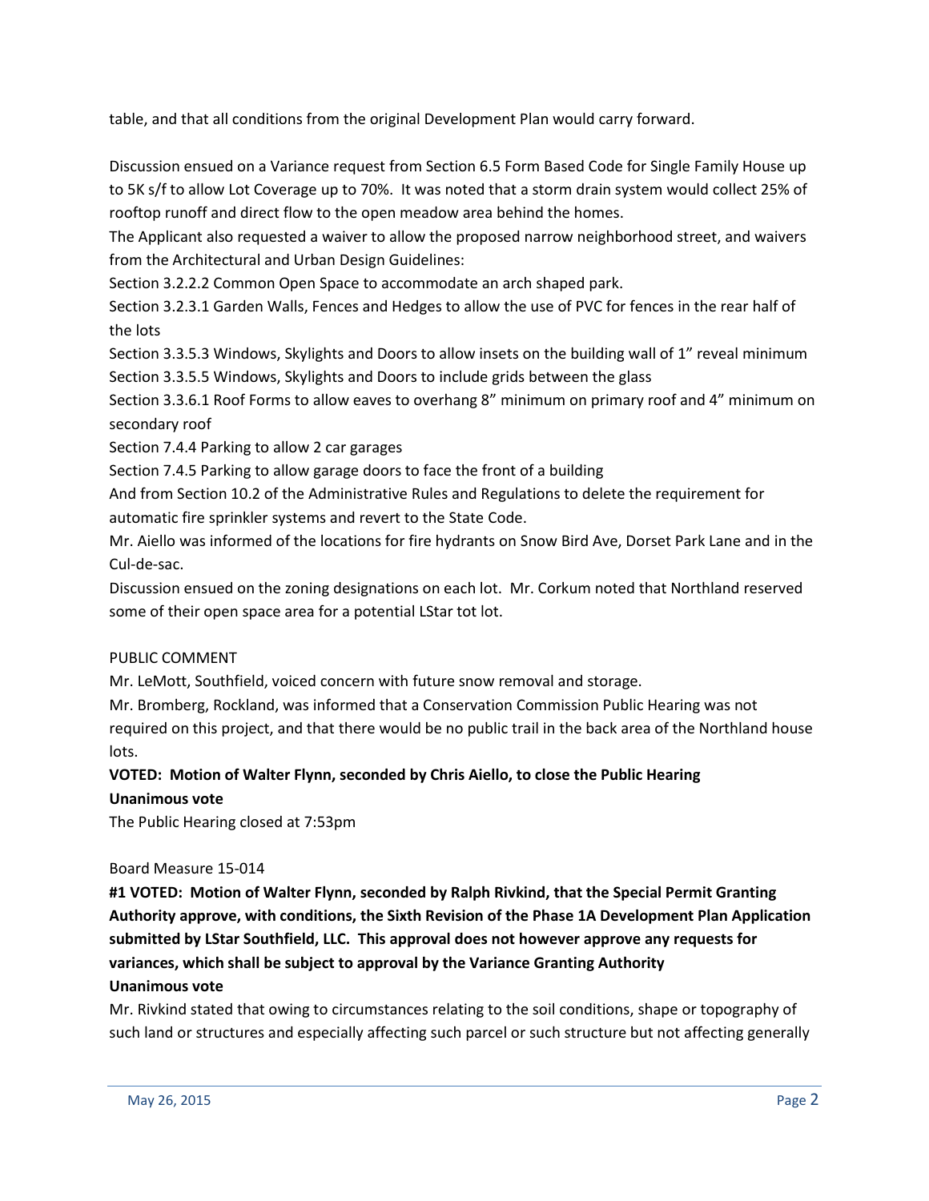table, and that all conditions from the original Development Plan would carry forward.

Discussion ensued on a Variance request from Section 6.5 Form Based Code for Single Family House up to 5K s/f to allow Lot Coverage up to 70%. It was noted that a storm drain system would collect 25% of rooftop runoff and direct flow to the open meadow area behind the homes.

The Applicant also requested a waiver to allow the proposed narrow neighborhood street, and waivers from the Architectural and Urban Design Guidelines:

Section 3.2.2.2 Common Open Space to accommodate an arch shaped park.

Section 3.2.3.1 Garden Walls, Fences and Hedges to allow the use of PVC for fences in the rear half of the lots

Section 3.3.5.3 Windows, Skylights and Doors to allow insets on the building wall of 1" reveal minimum

Section 3.3.5.5 Windows, Skylights and Doors to include grids between the glass

Section 3.3.6.1 Roof Forms to allow eaves to overhang 8" minimum on primary roof and 4" minimum on secondary roof

Section 7.4.4 Parking to allow 2 car garages

Section 7.4.5 Parking to allow garage doors to face the front of a building

And from Section 10.2 of the Administrative Rules and Regulations to delete the requirement for automatic fire sprinkler systems and revert to the State Code.

Mr. Aiello was informed of the locations for fire hydrants on Snow Bird Ave, Dorset Park Lane and in the Cul-de-sac.

Discussion ensued on the zoning designations on each lot. Mr. Corkum noted that Northland reserved some of their open space area for a potential LStar tot lot.

PUBLIC COMMENT

Mr. LeMott, Southfield, voiced concern with future snow removal and storage.

Mr. Bromberg, Rockland, was informed that a Conservation Commission Public Hearing was not required on this project, and that there would be no public trail in the back area of the Northland house lots.

**VOTED: Motion of Walter Flynn, seconded by Chris Aiello, to close the Public Hearing**

**Unanimous vote**

The Public Hearing closed at 7:53pm

Board Measure 15-014

**#1 VOTED: Motion of Walter Flynn, seconded by Ralph Rivkind, that the Special Permit Granting Authority approve, with conditions, the Sixth Revision of the Phase 1A Development Plan Application submitted by LStar Southfield, LLC. This approval does not however approve any requests for variances, which shall be subject to approval by the Variance Granting Authority**

**Unanimous vote**

Mr. Rivkind stated that owing to circumstances relating to the soil conditions, shape or topography of such land or structures and especially affecting such parcel or such structure but not affecting generally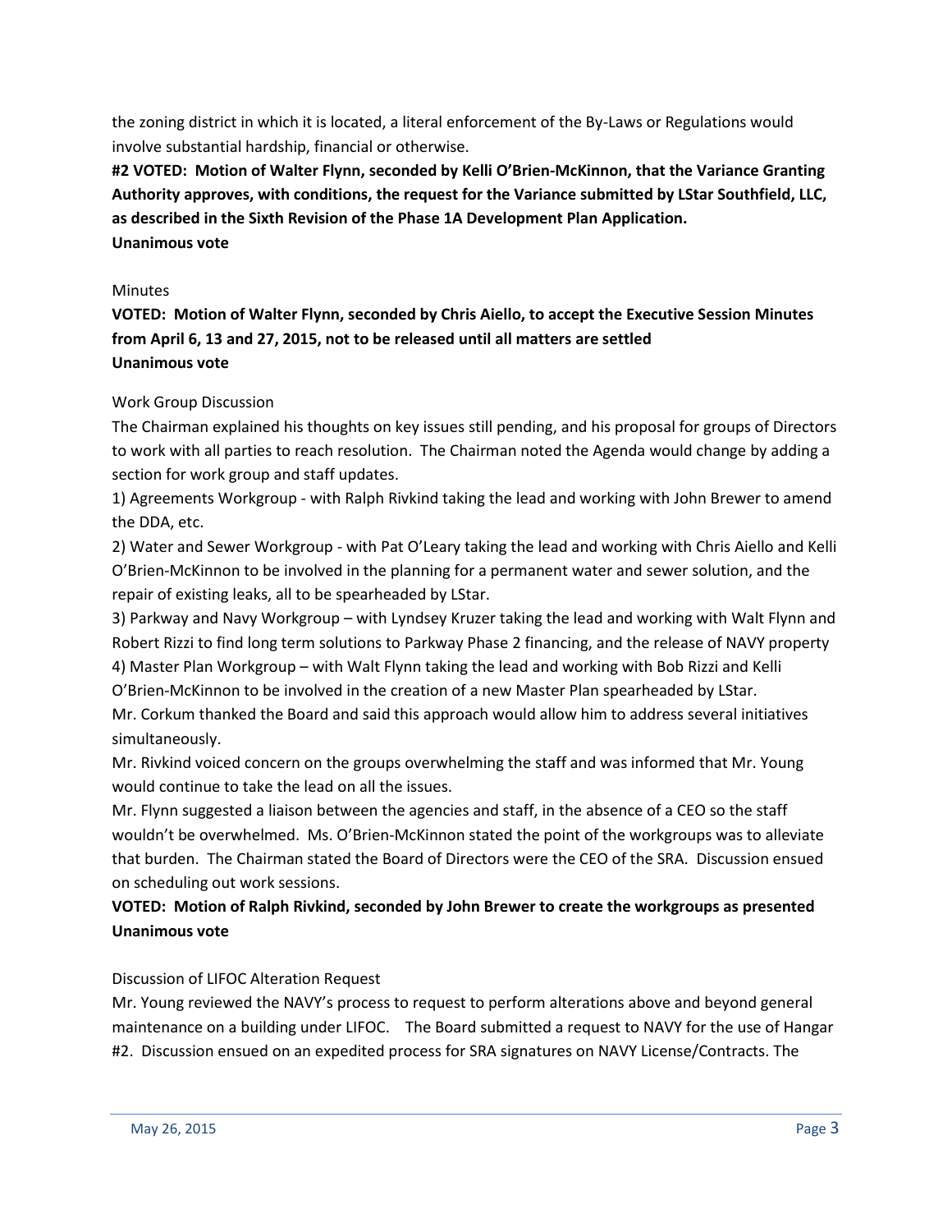the zoning district in which it is located, a literal enforcement of the By-Laws or Regulations would involve substantial hardship, financial or otherwise.

**#2 VOTED: Motion of Walter Flynn, seconded by Kelli O'Brien-McKinnon, that the Variance Granting Authority approves, with conditions, the request for the Variance submitted by LStar Southfield, LLC, as described in the Sixth Revision of the Phase 1A Development Plan Application.**
**Unanimous vote**

Minutes

**VOTED: Motion of Walter Flynn, seconded by Chris Aiello, to accept the Executive Session Minutes from April 6, 13 and 27, 2015, not to be released until all matters are settled**
**Unanimous vote**

Work Group Discussion

The Chairman explained his thoughts on key issues still pending, and his proposal for groups of Directors to work with all parties to reach resolution. The Chairman noted the Agenda would change by adding a section for work group and staff updates.

1) Agreements Workgroup - with Ralph Rivkind taking the lead and working with John Brewer to amend the DDA, etc.
2) Water and Sewer Workgroup - with Pat O'Leary taking the lead and working with Chris Aiello and Kelli O'Brien-McKinnon to be involved in the planning for a permanent water and sewer solution, and the repair of existing leaks, all to be spearheaded by LStar.
3) Parkway and Navy Workgroup – with Lyndsey Kruzer taking the lead and working with Walt Flynn and Robert Rizzi to find long term solutions to Parkway Phase 2 financing, and the release of NAVY property
4) Master Plan Workgroup – with Walt Flynn taking the lead and working with Bob Rizzi and Kelli O'Brien-McKinnon to be involved in the creation of a new Master Plan spearheaded by LStar.

Mr. Corkum thanked the Board and said this approach would allow him to address several initiatives simultaneously.

Mr. Rivkind voiced concern on the groups overwhelming the staff and was informed that Mr. Young would continue to take the lead on all the issues.

Mr. Flynn suggested a liaison between the agencies and staff, in the absence of a CEO so the staff wouldn't be overwhelmed. Ms. O'Brien-McKinnon stated the point of the workgroups was to alleviate that burden. The Chairman stated the Board of Directors were the CEO of the SRA. Discussion ensued on scheduling out work sessions.

**VOTED: Motion of Ralph Rivkind, seconded by John Brewer to create the workgroups as presented**
**Unanimous vote**

Discussion of LIFOC Alteration Request

Mr. Young reviewed the NAVY's process to request to perform alterations above and beyond general maintenance on a building under LIFOC. The Board submitted a request to NAVY for the use of Hangar #2. Discussion ensued on an expedited process for SRA signatures on NAVY License/Contracts. The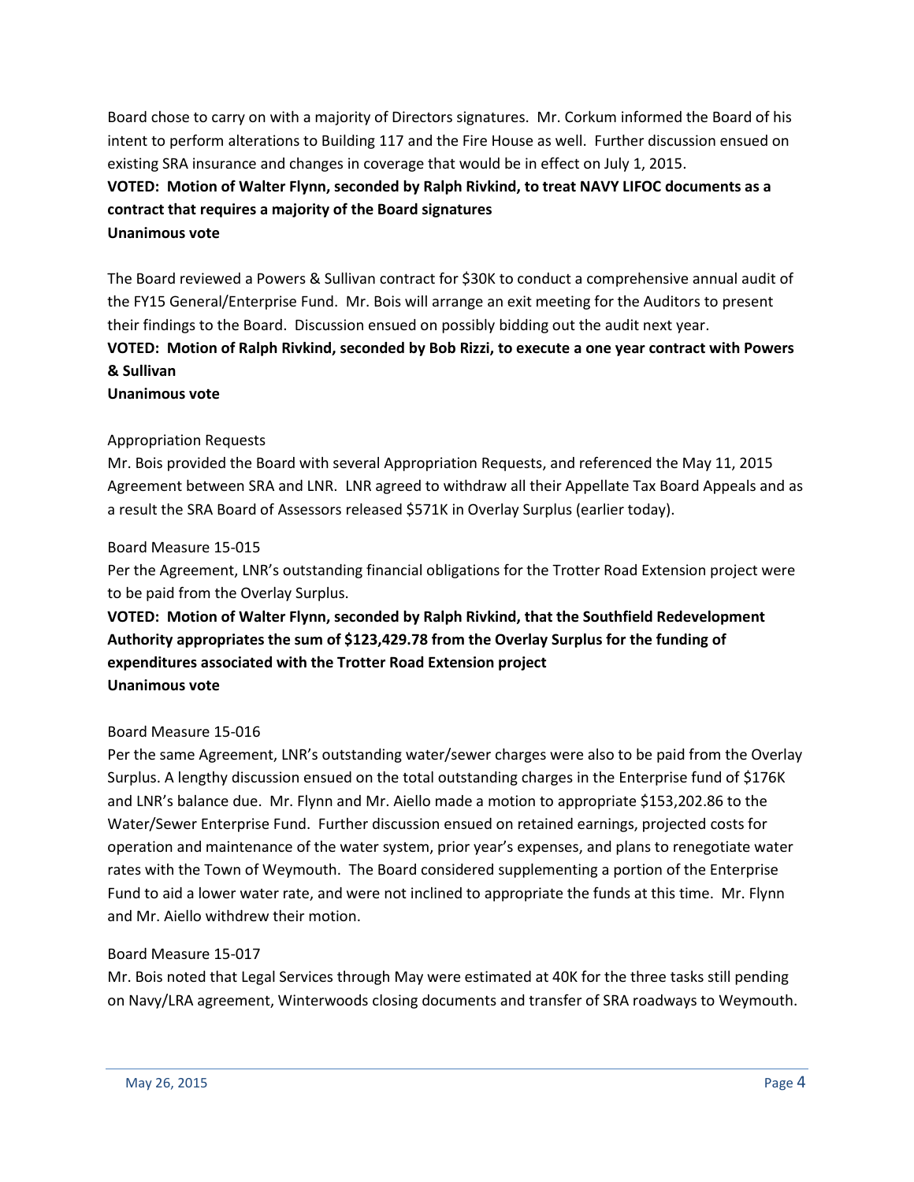Board chose to carry on with a majority of Directors signatures. Mr. Corkum informed the Board of his intent to perform alterations to Building 117 and the Fire House as well. Further discussion ensued on existing SRA insurance and changes in coverage that would be in effect on July 1, 2015.

**VOTED: Motion of Walter Flynn, seconded by Ralph Rivkind, to treat NAVY LIFOC documents as a contract that requires a majority of the Board signatures**
**Unanimous vote**

The Board reviewed a Powers & Sullivan contract for $30K to conduct a comprehensive annual audit of the FY15 General/Enterprise Fund. Mr. Bois will arrange an exit meeting for the Auditors to present their findings to the Board. Discussion ensued on possibly bidding out the audit next year.

**VOTED: Motion of Ralph Rivkind, seconded by Bob Rizzi, to execute a one year contract with Powers & Sullivan**
**Unanimous vote**

Appropriation Requests

Mr. Bois provided the Board with several Appropriation Requests, and referenced the May 11, 2015 Agreement between SRA and LNR. LNR agreed to withdraw all their Appellate Tax Board Appeals and as a result the SRA Board of Assessors released $571K in Overlay Surplus (earlier today).

Board Measure 15-015

Per the Agreement, LNR's outstanding financial obligations for the Trotter Road Extension project were to be paid from the Overlay Surplus.

**VOTED: Motion of Walter Flynn, seconded by Ralph Rivkind, that the Southfield Redevelopment Authority appropriates the sum of $123,429.78 from the Overlay Surplus for the funding of expenditures associated with the Trotter Road Extension project**
**Unanimous vote**

Board Measure 15-016

Per the same Agreement, LNR's outstanding water/sewer charges were also to be paid from the Overlay Surplus. A lengthy discussion ensued on the total outstanding charges in the Enterprise fund of $176K and LNR's balance due. Mr. Flynn and Mr. Aiello made a motion to appropriate $153,202.86 to the Water/Sewer Enterprise Fund. Further discussion ensued on retained earnings, projected costs for operation and maintenance of the water system, prior year's expenses, and plans to renegotiate water rates with the Town of Weymouth. The Board considered supplementing a portion of the Enterprise Fund to aid a lower water rate, and were not inclined to appropriate the funds at this time. Mr. Flynn and Mr. Aiello withdrew their motion.

Board Measure 15-017

Mr. Bois noted that Legal Services through May were estimated at 40K for the three tasks still pending on Navy/LRA agreement, Winterwoods closing documents and transfer of SRA roadways to Weymouth.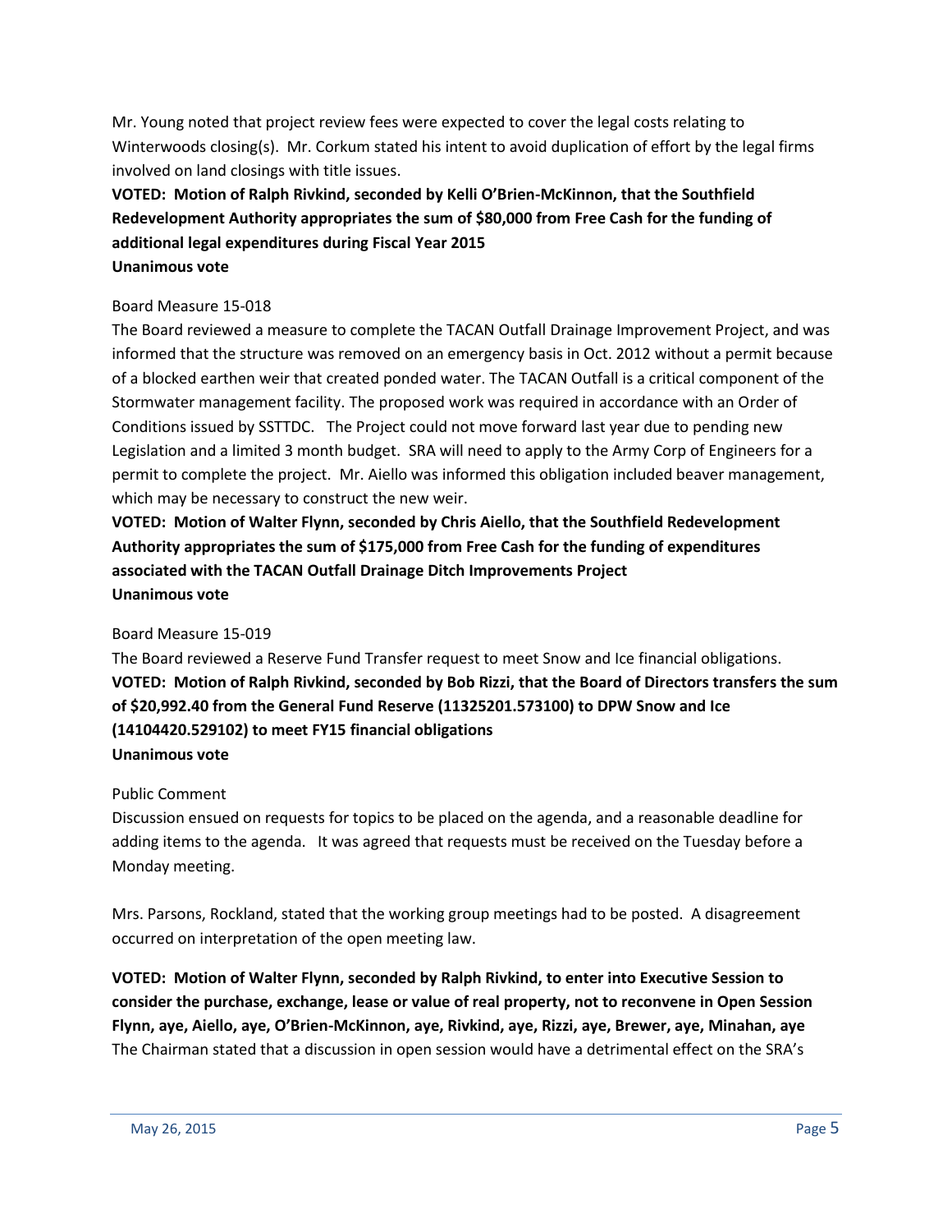Mr. Young noted that project review fees were expected to cover the legal costs relating to Winterwoods closing(s). Mr. Corkum stated his intent to avoid duplication of effort by the legal firms involved on land closings with title issues.

**VOTED: Motion of Ralph Rivkind, seconded by Kelli O'Brien-McKinnon, that the Southfield Redevelopment Authority appropriates the sum of $80,000 from Free Cash for the funding of additional legal expenditures during Fiscal Year 2015**
**Unanimous vote**

Board Measure 15-018

The Board reviewed a measure to complete the TACAN Outfall Drainage Improvement Project, and was informed that the structure was removed on an emergency basis in Oct. 2012 without a permit because of a blocked earthen weir that created ponded water. The TACAN Outfall is a critical component of the Stormwater management facility. The proposed work was required in accordance with an Order of Conditions issued by SSTTDC. The Project could not move forward last year due to pending new Legislation and a limited 3 month budget. SRA will need to apply to the Army Corp of Engineers for a permit to complete the project. Mr. Aiello was informed this obligation included beaver management, which may be necessary to construct the new weir.

**VOTED: Motion of Walter Flynn, seconded by Chris Aiello, that the Southfield Redevelopment Authority appropriates the sum of $175,000 from Free Cash for the funding of expenditures associated with the TACAN Outfall Drainage Ditch Improvements Project**
**Unanimous vote**

Board Measure 15-019

The Board reviewed a Reserve Fund Transfer request to meet Snow and Ice financial obligations.

**VOTED: Motion of Ralph Rivkind, seconded by Bob Rizzi, that the Board of Directors transfers the sum of $20,992.40 from the General Fund Reserve (11325201.573100) to DPW Snow and Ice (14104420.529102) to meet FY15 financial obligations**
**Unanimous vote**

Public Comment

Discussion ensued on requests for topics to be placed on the agenda, and a reasonable deadline for adding items to the agenda. It was agreed that requests must be received on the Tuesday before a Monday meeting.

Mrs. Parsons, Rockland, stated that the working group meetings had to be posted. A disagreement occurred on interpretation of the open meeting law.

**VOTED: Motion of Walter Flynn, seconded by Ralph Rivkind, to enter into Executive Session to consider the purchase, exchange, lease or value of real property, not to reconvene in Open Session**
**Flynn, aye, Aiello, aye, O'Brien-McKinnon, aye, Rivkind, aye, Rizzi, aye, Brewer, aye, Minahan, aye**

The Chairman stated that a discussion in open session would have a detrimental effect on the SRA's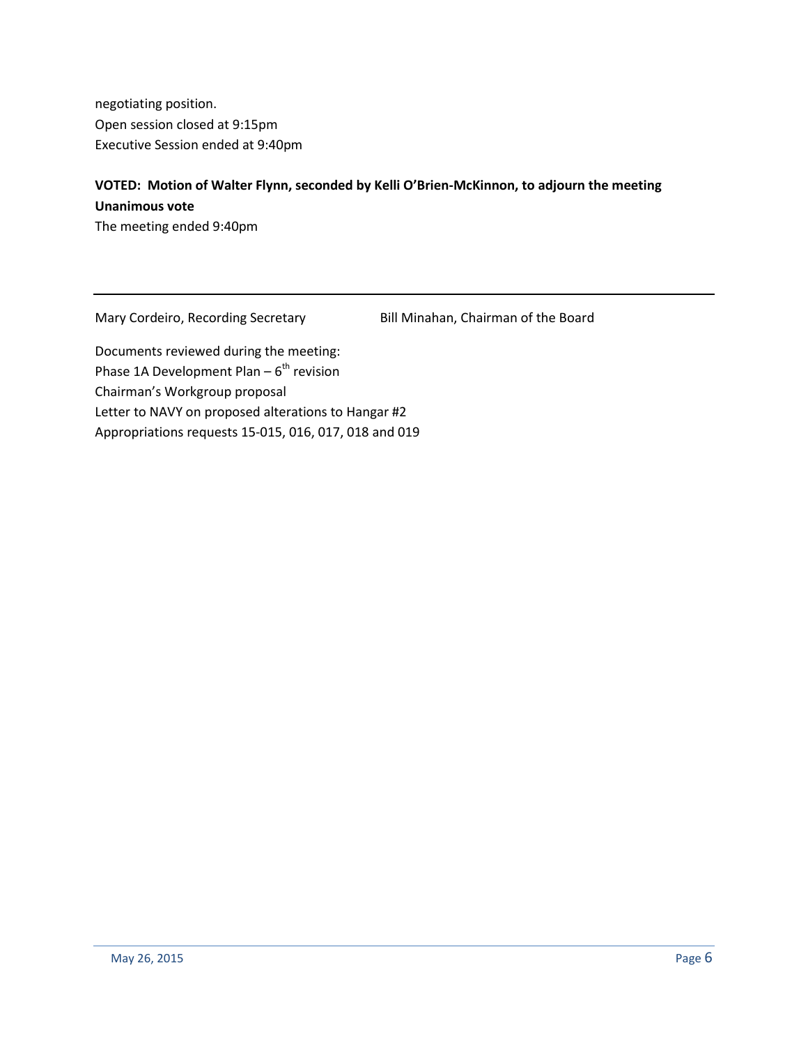negotiating position.
Open session closed at 9:15pm
Executive Session ended at 9:40pm

**VOTED: Motion of Walter Flynn, seconded by Kelli O'Brien-McKinnon, to adjourn the meeting**
**Unanimous vote**
The meeting ended 9:40pm

---

Mary Cordeiro, Recording Secretary          Bill Minahan, Chairman of the Board

Documents reviewed during the meeting:
Phase 1A Development Plan – 6th revision
Chairman's Workgroup proposal
Letter to NAVY on proposed alterations to Hangar #2
Appropriations requests 15-015, 016, 017, 018 and 019